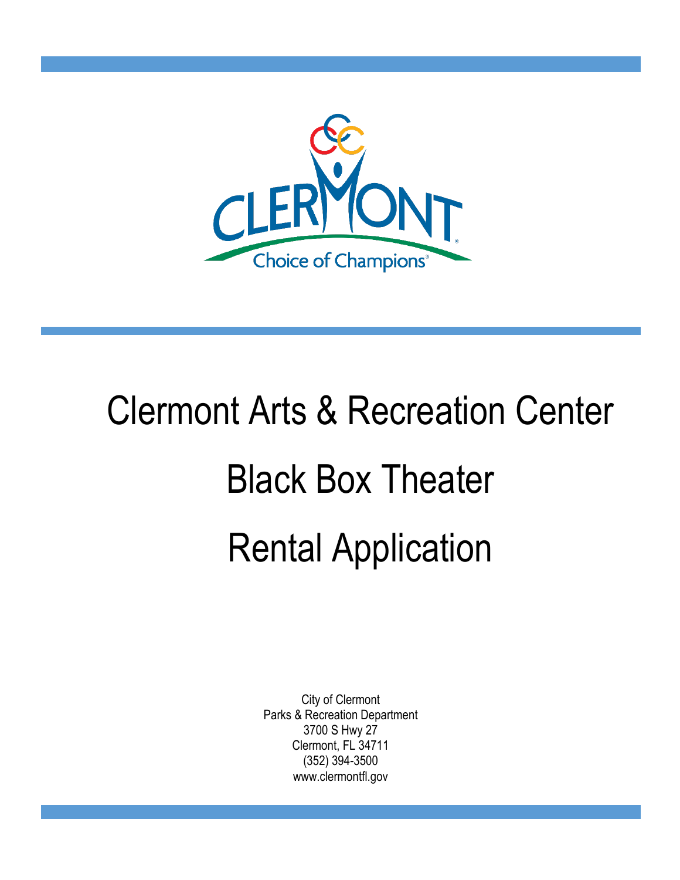CLERMONT

Choice of Champions®

# Clermont Arts & Recreation Center

# Black Box Theater

# Rental Application

City of Clermont
Parks & Recreation Department
3700 S Hwy 27
Clermont, FL 34711
(352) 394-3500
www.clermontfl.gov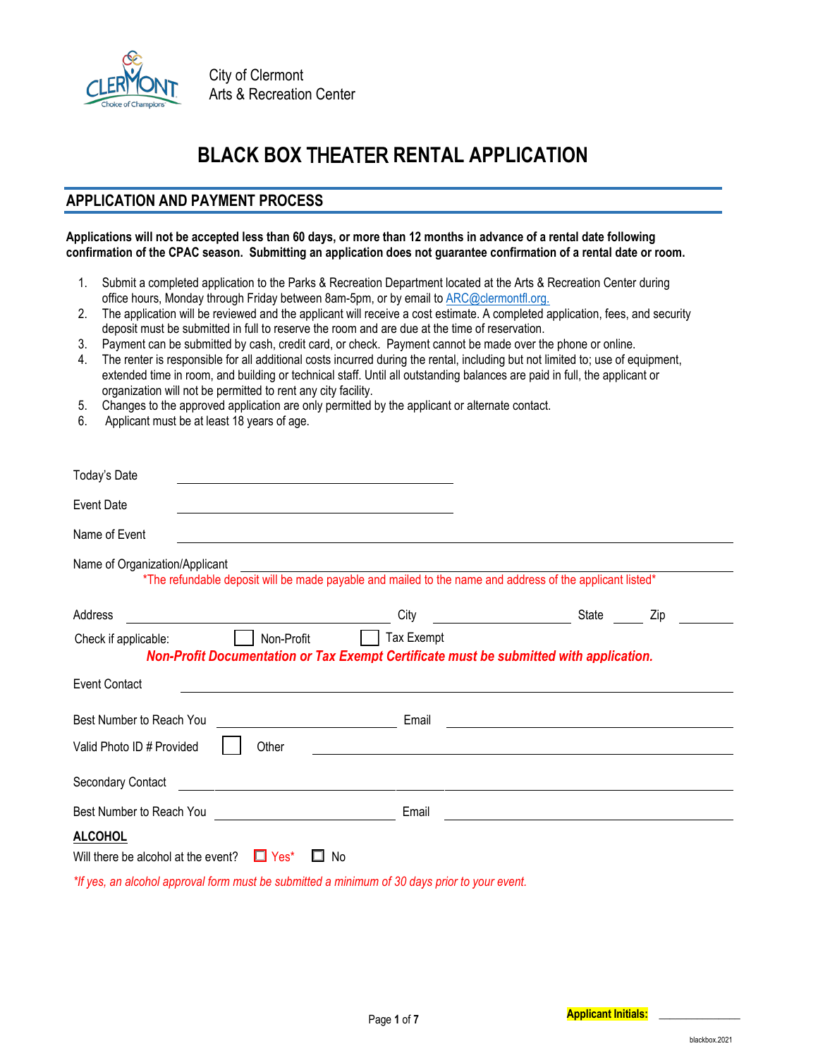City of Clermont
Arts & Recreation Center

# BLACK BOX THEATER RENTAL APPLICATION

## APPLICATION AND PAYMENT PROCESS

**Applications will not be accepted less than 60 days, or more than 12 months in advance of a rental date following confirmation of the CPAC season. Submitting an application does not guarantee confirmation of a rental date or room.**

1. Submit a completed application to the Parks & Recreation Department located at the Arts & Recreation Center during office hours, Monday through Friday between 8am-5pm, or by email to ARC@clermontfl.org.
2. The application will be reviewed and the applicant will receive a cost estimate. A completed application, fees, and security deposit must be submitted in full to reserve the room and are due at the time of reservation.
3. Payment can be submitted by cash, credit card, or check. Payment cannot be made over the phone or online.
4. The renter is responsible for all additional costs incurred during the rental, including but not limited to; use of equipment, extended time in room, and building or technical staff. Until all outstanding balances are paid in full, the applicant or organization will not be permitted to rent any city facility.
5. Changes to the approved application are only permitted by the applicant or alternate contact.
6. Applicant must be at least 18 years of age.

Today's Date ______________________

Event Date ______________________

Name of Event ______________________

Name of Organization/Applicant ______________________
*The refundable deposit will be made payable and mailed to the name and address of the applicant listed*

Address ______________________ City ______________ State ______ Zip ______

Check if applicable: ☐ Non-Profit ☐ Tax Exempt
***Non-Profit Documentation or Tax Exempt Certificate must be submitted with application.***

Event Contact ______________________

Best Number to Reach You ______________ Email ______________

Valid Photo ID # Provided ☐ Other ______________

Secondary Contact ______________________

Best Number to Reach You ______________ Email ______________

**ALCOHOL**

Will there be alcohol at the event? ☐ Yes* ☐ No

**If yes, an alcohol approval form must be submitted a minimum of 30 days prior to your event.*

**Applicant Initials:** ______________

blackbox.2021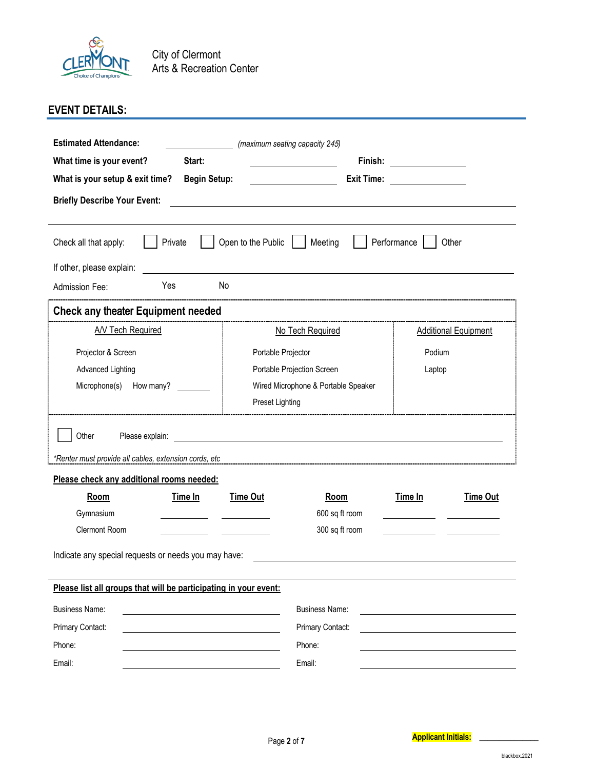City of Clermont
Arts & Recreation Center

## EVENT DETAILS:

**Estimated Attendance:** ____________ *(maximum seating capacity 245)*

**What time is your event?** **Start:** ____________ **Finish:** ____________

**What is your setup & exit time?** **Begin Setup:** ____________ **Exit Time:** ____________

**Briefly Describe Your Event:** ________________________________________

Check all that apply: ☐ Private ☐ Open to the Public ☐ Meeting ☐ Performance ☐ Other

If other, please explain: ________________________________________

Admission Fee: Yes No

### Check any theater Equipment needed

| A/V Tech Required | No Tech Required | Additional Equipment |
|---|---|---|
| Projector & Screen | Portable Projector | Podium |
| Advanced Lighting | Portable Projection Screen | Laptop |
| Microphone(s) How many? ______ | Wired Microphone & Portable Speaker | |
| | Preset Lighting | |

☐ Other Please explain: ________________________________________

*\*Renter must provide all cables, extension cords, etc*

**Please check any additional rooms needed:**

| Room | Time In | Time Out | Room | Time In | Time Out |
|---|---|---|---|---|---|
| Gymnasium | | | 600 sq ft room | | |
| Clermont Room | | | 300 sq ft room | | |

Indicate any special requests or needs you may have: ________________________________________

**Please list all groups that will be participating in your event:**

| | | | |
|---|---|---|---|
| Business Name: | | Business Name: | |
| Primary Contact: | | Primary Contact: | |
| Phone: | | Phone: | |
| Email: | | Email: | |

**Applicant Initials:** ____________

blackbox.2021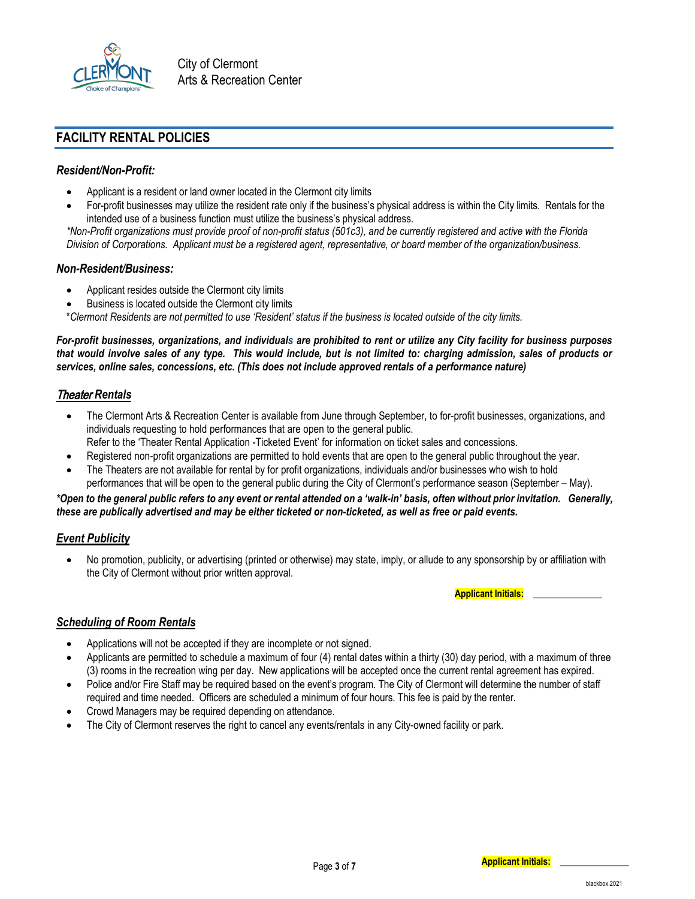City of Clermont
Arts & Recreation Center

## FACILITY RENTAL POLICIES

### *Resident/Non-Profit:*

- Applicant is a resident or land owner located in the Clermont city limits
- For-profit businesses may utilize the resident rate only if the business's physical address is within the City limits. Rentals for the intended use of a business function must utilize the business's physical address.

*\*Non-Profit organizations must provide proof of non-profit status (501c3), and be currently registered and active with the Florida Division of Corporations. Applicant must be a registered agent, representative, or board member of the organization/business.*

### *Non-Resident/Business:*

- Applicant resides outside the Clermont city limits
- Business is located outside the Clermont city limits

*\*Clermont Residents are not permitted to use 'Resident' status if the business is located outside of the city limits.*

***For-profit businesses, organizations, and individuals are prohibited to rent or utilize any City facility for business purposes that would involve sales of any type. This would include, but is not limited to: charging admission, sales of products or services, online sales, concessions, etc. (This does not include approved rentals of a performance nature)***

### ***Theater Rentals***

- The Clermont Arts & Recreation Center is available from June through September, to for-profit businesses, organizations, and individuals requesting to hold performances that are open to the general public.
  Refer to the 'Theater Rental Application -Ticketed Event' for information on ticket sales and concessions.
- Registered non-profit organizations are permitted to hold events that are open to the general public throughout the year.
- The Theaters are not available for rental by for profit organizations, individuals and/or businesses who wish to hold performances that will be open to the general public during the City of Clermont's performance season (September – May).

***\*Open to the general public refers to any event or rental attended on a 'walk-in' basis, often without prior invitation. Generally, these are publically advertised and may be either ticketed or non-ticketed, as well as free or paid events.***

### ***Event Publicity***

- No promotion, publicity, or advertising (printed or otherwise) may state, imply, or allude to any sponsorship by or affiliation with the City of Clermont without prior written approval.

**Applicant Initials:** ______________

### ***Scheduling of Room Rentals***

- Applications will not be accepted if they are incomplete or not signed.
- Applicants are permitted to schedule a maximum of four (4) rental dates within a thirty (30) day period, with a maximum of three (3) rooms in the recreation wing per day. New applications will be accepted once the current rental agreement has expired.
- Police and/or Fire Staff may be required based on the event's program. The City of Clermont will determine the number of staff required and time needed. Officers are scheduled a minimum of four hours. This fee is paid by the renter.
- Crowd Managers may be required depending on attendance.
- The City of Clermont reserves the right to cancel any events/rentals in any City-owned facility or park.

**Applicant Initials:** ______________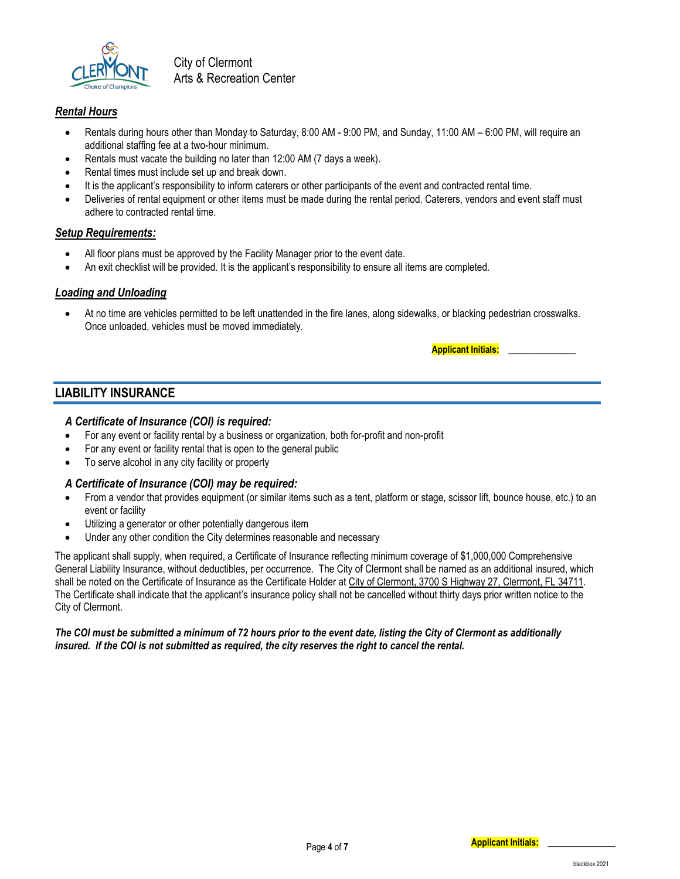City of Clermont
Arts & Recreation Center

### *Rental Hours*

- Rentals during hours other than Monday to Saturday, 8:00 AM - 9:00 PM, and Sunday, 11:00 AM – 6:00 PM, will require an additional staffing fee at a two-hour minimum.
- Rentals must vacate the building no later than 12:00 AM (7 days a week).
- Rental times must include set up and break down.
- It is the applicant's responsibility to inform caterers or other participants of the event and contracted rental time.
- Deliveries of rental equipment or other items must be made during the rental period. Caterers, vendors and event staff must adhere to contracted rental time.

### *Setup Requirements:*

- All floor plans must be approved by the Facility Manager prior to the event date.
- An exit checklist will be provided. It is the applicant's responsibility to ensure all items are completed.

### *Loading and Unloading*

- At no time are vehicles permitted to be left unattended in the fire lanes, along sidewalks, or blacking pedestrian crosswalks. Once unloaded, vehicles must be moved immediately.

**Applicant Initials:** ______________

## LIABILITY INSURANCE

### *A Certificate of Insurance (COI) is required:*

- For any event or facility rental by a business or organization, both for-profit and non-profit
- For any event or facility rental that is open to the general public
- To serve alcohol in any city facility or property

### *A Certificate of Insurance (COI) may be required:*

- From a vendor that provides equipment (or similar items such as a tent, platform or stage, scissor lift, bounce house, etc.) to an event or facility
- Utilizing a generator or other potentially dangerous item
- Under any other condition the City determines reasonable and necessary

The applicant shall supply, when required, a Certificate of Insurance reflecting minimum coverage of $1,000,000 Comprehensive General Liability Insurance, without deductibles, per occurrence. The City of Clermont shall be named as an additional insured, which shall be noted on the Certificate of Insurance as the Certificate Holder at City of Clermont, 3700 S Highway 27, Clermont, FL 34711. The Certificate shall indicate that the applicant's insurance policy shall not be cancelled without thirty days prior written notice to the City of Clermont.

***The COI must be submitted a minimum of 72 hours prior to the event date, listing the City of Clermont as additionally insured. If the COI is not submitted as required, the city reserves the right to cancel the rental.***

**Applicant Initials:** ______________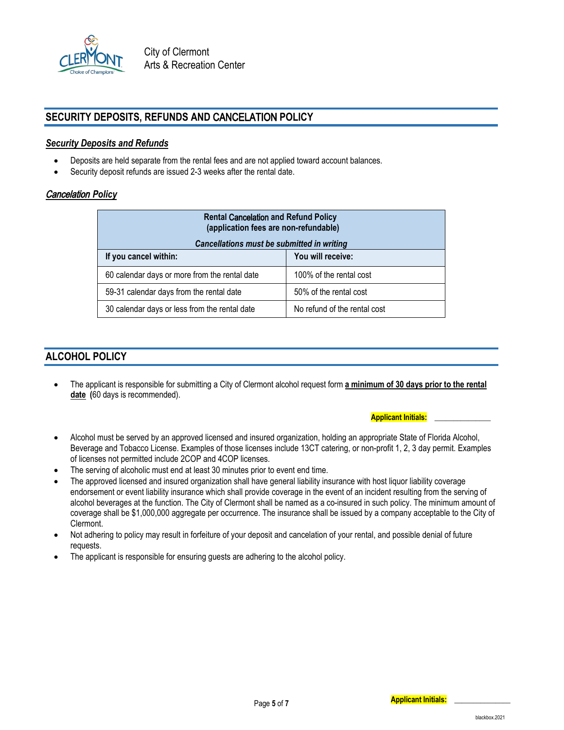City of Clermont
Arts & Recreation Center

## SECURITY DEPOSITS, REFUNDS AND CANCELATION POLICY

### ***Security Deposits and Refunds***

- Deposits are held separate from the rental fees and are not applied toward account balances.
- Security deposit refunds are issued 2-3 weeks after the rental date.

### ***Cancelation Policy***

| **Rental Cancelation and Refund Policy (application fees are non-refundable)** *Cancellations must be submitted in writing* | |
|---|---|
| **If you cancel within:** | **You will receive:** |
| 60 calendar days or more from the rental date | 100% of the rental cost |
| 59-31 calendar days from the rental date | 50% of the rental cost |
| 30 calendar days or less from the rental date | No refund of the rental cost |

## ALCOHOL POLICY

- The applicant is responsible for submitting a City of Clermont alcohol request form **a minimum of 30 days prior to the rental date** **(**60 days is recommended).

**Applicant Initials:** ______________

- Alcohol must be served by an approved licensed and insured organization, holding an appropriate State of Florida Alcohol, Beverage and Tobacco License. Examples of those licenses include 13CT catering, or non-profit 1, 2, 3 day permit. Examples of licenses not permitted include 2COP and 4COP licenses.
- The serving of alcoholic must end at least 30 minutes prior to event end time.
- The approved licensed and insured organization shall have general liability insurance with host liquor liability coverage endorsement or event liability insurance which shall provide coverage in the event of an incident resulting from the serving of alcohol beverages at the function. The City of Clermont shall be named as a co-insured in such policy. The minimum amount of coverage shall be $1,000,000 aggregate per occurrence. The insurance shall be issued by a company acceptable to the City of Clermont.
- Not adhering to policy may result in forfeiture of your deposit and cancelation of your rental, and possible denial of future requests.
- The applicant is responsible for ensuring guests are adhering to the alcohol policy.

**Applicant Initials:** ______________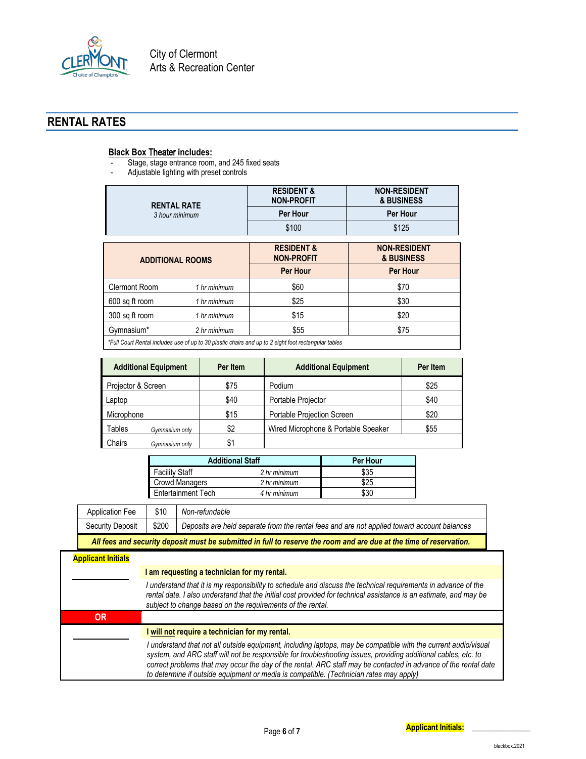City of Clermont
Arts & Recreation Center

## RENTAL RATES

**Black Box Theater includes:**

- Stage, stage entrance room, and 245 fixed seats
- Adjustable lighting with preset controls

| RENTAL RATE *3 hour minimum* | RESIDENT & NON-PROFIT | NON-RESIDENT & BUSINESS |
|---|---|---|
| | Per Hour | Per Hour |
| | $100 | $125 |

| ADDITIONAL ROOMS | | RESIDENT & NON-PROFIT Per Hour | NON-RESIDENT & BUSINESS Per Hour |
|---|---|---|---|
| Clermont Room | *1 hr minimum* | $60 | $70 |
| 600 sq ft room | *1 hr minimum* | $25 | $30 |
| 300 sq ft room | *1 hr minimum* | $15 | $20 |
| Gymnasium* | *2 hr minimum* | $55 | $75 |

**Full Court Rental includes use of up to 30 plastic chairs and up to 2 eight foot rectangular tables*

| Additional Equipment | Per Item | Additional Equipment | Per Item |
|---|---|---|---|
| Projector & Screen | $75 | Podium | $25 |
| Laptop | $40 | Portable Projector | $40 |
| Microphone | $15 | Portable Projection Screen | $20 |
| Tables *Gymnasium only* | $2 | Wired Microphone & Portable Speaker | $55 |
| Chairs *Gymnasium only* | $1 | | |

| Additional Staff | | Per Hour |
|---|---|---|
| Facility Staff | *2 hr minimum* | $35 |
| Crowd Managers | *2 hr minimum* | $25 |
| Entertainment Tech | *4 hr minimum* | $30 |

| | | |
|---|---|---|
| Application Fee | $10 | *Non-refundable* |
| Security Deposit | $200 | *Deposits are held separate from the rental fees and are not applied toward account balances* |

***All fees and security deposit must be submitted in full to reserve the room and are due at the time of reservation.***

**Applicant Initials**

______ **I am requesting a technician for my rental.**

*I understand that it is my responsibility to schedule and discuss the technical requirements in advance of the rental date. I also understand that the initial cost provided for technical assistance is an estimate, and may be subject to change based on the requirements of the rental.*

**OR**

______ **I will not require a technician for my rental.**

*I understand that not all outside equipment, including laptops, may be compatible with the current audio/visual system, and ARC staff will not be responsible for troubleshooting issues, providing additional cables, etc. to correct problems that may occur the day of the rental. ARC staff may be contacted in advance of the rental date to determine if outside equipment or media is compatible. (Technician rates may apply)*

**Applicant Initials:** ______

blackbox.2021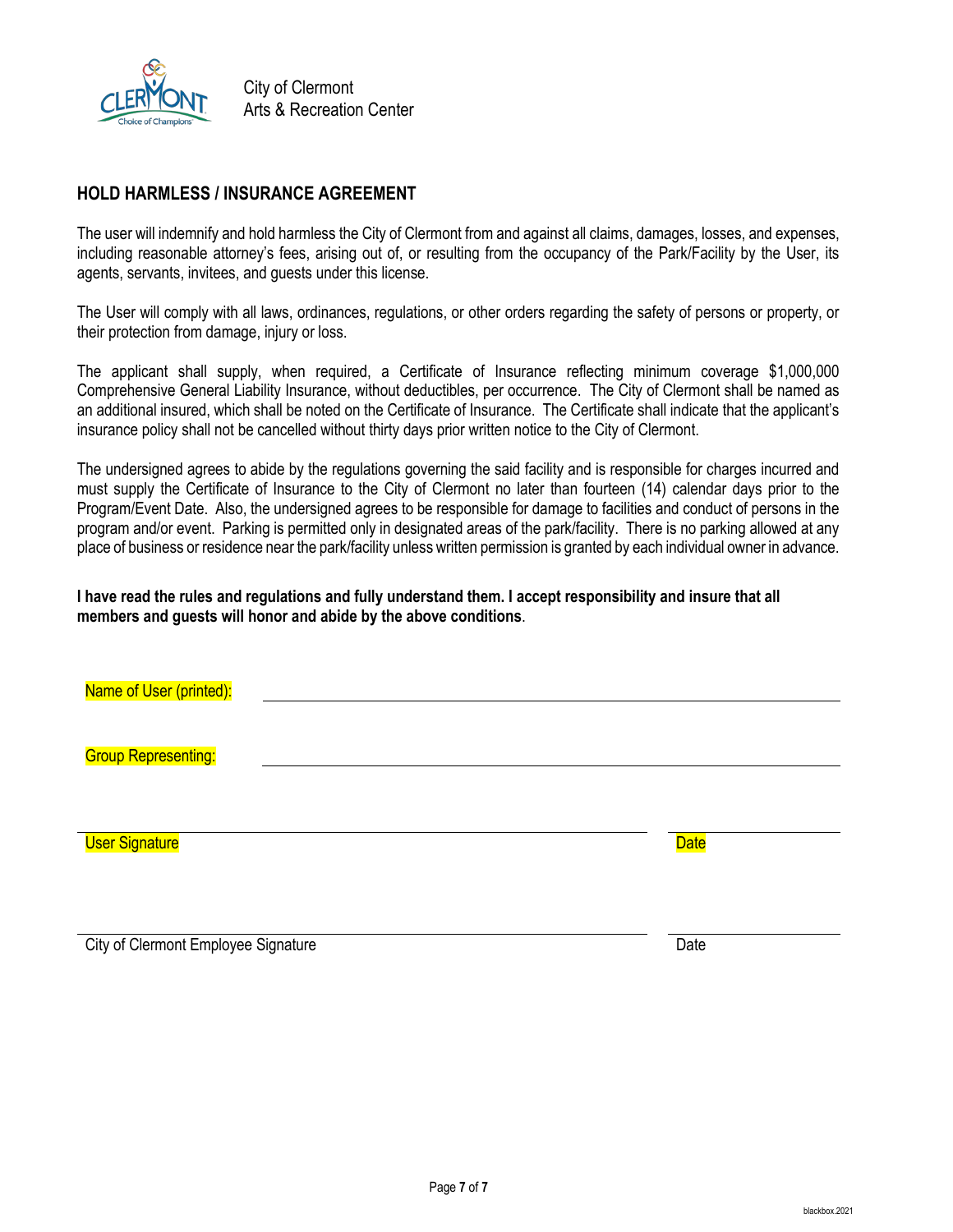City of Clermont
Arts & Recreation Center

## HOLD HARMLESS / INSURANCE AGREEMENT

The user will indemnify and hold harmless the City of Clermont from and against all claims, damages, losses, and expenses, including reasonable attorney's fees, arising out of, or resulting from the occupancy of the Park/Facility by the User, its agents, servants, invitees, and guests under this license.

The User will comply with all laws, ordinances, regulations, or other orders regarding the safety of persons or property, or their protection from damage, injury or loss.

The applicant shall supply, when required, a Certificate of Insurance reflecting minimum coverage $1,000,000 Comprehensive General Liability Insurance, without deductibles, per occurrence. The City of Clermont shall be named as an additional insured, which shall be noted on the Certificate of Insurance. The Certificate shall indicate that the applicant's insurance policy shall not be cancelled without thirty days prior written notice to the City of Clermont.

The undersigned agrees to abide by the regulations governing the said facility and is responsible for charges incurred and must supply the Certificate of Insurance to the City of Clermont no later than fourteen (14) calendar days prior to the Program/Event Date. Also, the undersigned agrees to be responsible for damage to facilities and conduct of persons in the program and/or event. Parking is permitted only in designated areas of the park/facility. There is no parking allowed at any place of business or residence near the park/facility unless written permission is granted by each individual owner in advance.

**I have read the rules and regulations and fully understand them. I accept responsibility and insure that all members and guests will honor and abide by the above conditions**.

Name of User (printed): ______________________________

Group Representing: ______________________________

______________________________ ______________
User Signature Date

______________________________ ______________
City of Clermont Employee Signature Date

blackbox.2021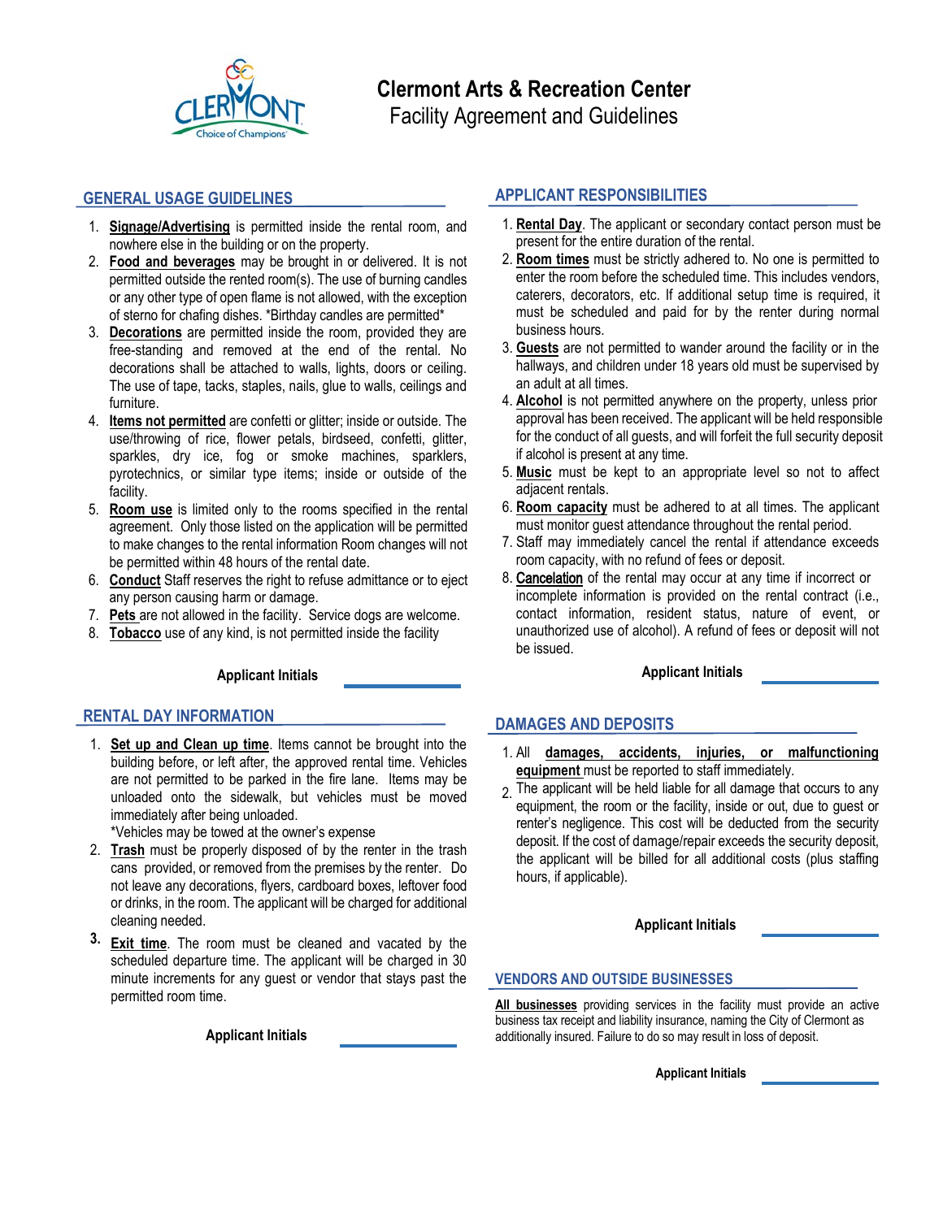# Clermont Arts & Recreation Center

## Facility Agreement and Guidelines

## GENERAL USAGE GUIDELINES

1. **Signage/Advertising** is permitted inside the rental room, and nowhere else in the building or on the property.
2. **Food and beverages** may be brought in or delivered. It is not permitted outside the rented room(s). The use of burning candles or any other type of open flame is not allowed, with the exception of sterno for chafing dishes. *Birthday candles are permitted*
3. **Decorations** are permitted inside the room, provided they are free-standing and removed at the end of the rental. No decorations shall be attached to walls, lights, doors or ceiling. The use of tape, tacks, staples, nails, glue to walls, ceilings and furniture.
4. **Items not permitted** are confetti or glitter; inside or outside. The use/throwing of rice, flower petals, birdseed, confetti, glitter, sparkles, dry ice, fog or smoke machines, sparklers, pyrotechnics, or similar type items; inside or outside of the facility.
5. **Room use** is limited only to the rooms specified in the rental agreement. Only those listed on the application will be permitted to make changes to the rental information Room changes will not be permitted within 48 hours of the rental date.
6. **Conduct** Staff reserves the right to refuse admittance or to eject any person causing harm or damage.
7. **Pets** are not allowed in the facility. Service dogs are welcome.
8. **Tobacco** use of any kind, is not permitted inside the facility

**Applicant Initials** ______________

## RENTAL DAY INFORMATION

1. **Set up and Clean up time**. Items cannot be brought into the building before, or left after, the approved rental time. Vehicles are not permitted to be parked in the fire lane. Items may be unloaded onto the sidewalk, but vehicles must be moved immediately after being unloaded.
   *Vehicles may be towed at the owner's expense
2. **Trash** must be properly disposed of by the renter in the trash cans provided, or removed from the premises by the renter. Do not leave any decorations, flyers, cardboard boxes, leftover food or drinks, in the room. The applicant will be charged for additional cleaning needed.
3. **Exit time**. The room must be cleaned and vacated by the scheduled departure time. The applicant will be charged in 30 minute increments for any guest or vendor that stays past the permitted room time.

**Applicant Initials** ______________

## APPLICANT RESPONSIBILITIES

1. **Rental Day**. The applicant or secondary contact person must be present for the entire duration of the rental.
2. **Room times** must be strictly adhered to. No one is permitted to enter the room before the scheduled time. This includes vendors, caterers, decorators, etc. If additional setup time is required, it must be scheduled and paid for by the renter during normal business hours.
3. **Guests** are not permitted to wander around the facility or in the hallways, and children under 18 years old must be supervised by an adult at all times.
4. **Alcohol** is not permitted anywhere on the property, unless prior approval has been received. The applicant will be held responsible for the conduct of all guests, and will forfeit the full security deposit if alcohol is present at any time.
5. **Music** must be kept to an appropriate level so not to affect adjacent rentals.
6. **Room capacity** must be adhered to at all times. The applicant must monitor guest attendance throughout the rental period.
7. Staff may immediately cancel the rental if attendance exceeds room capacity, with no refund of fees or deposit.
8. **Cancelation** of the rental may occur at any time if incorrect or incomplete information is provided on the rental contract (i.e., contact information, resident status, nature of event, or unauthorized use of alcohol). A refund of fees or deposit will not be issued.

**Applicant Initials** ______________

## DAMAGES AND DEPOSITS

1. All **damages, accidents, injuries, or malfunctioning equipment** must be reported to staff immediately.
2. The applicant will be held liable for all damage that occurs to any equipment, the room or the facility, inside or out, due to guest or renter's negligence. This cost will be deducted from the security deposit. If the cost of damage/repair exceeds the security deposit, the applicant will be billed for all additional costs (plus staffing hours, if applicable).

**Applicant Initials** ______________

## VENDORS AND OUTSIDE BUSINESSES

**All businesses** providing services in the facility must provide an active business tax receipt and liability insurance, naming the City of Clermont as additionally insured. Failure to do so may result in loss of deposit.

**Applicant Initials** ______________